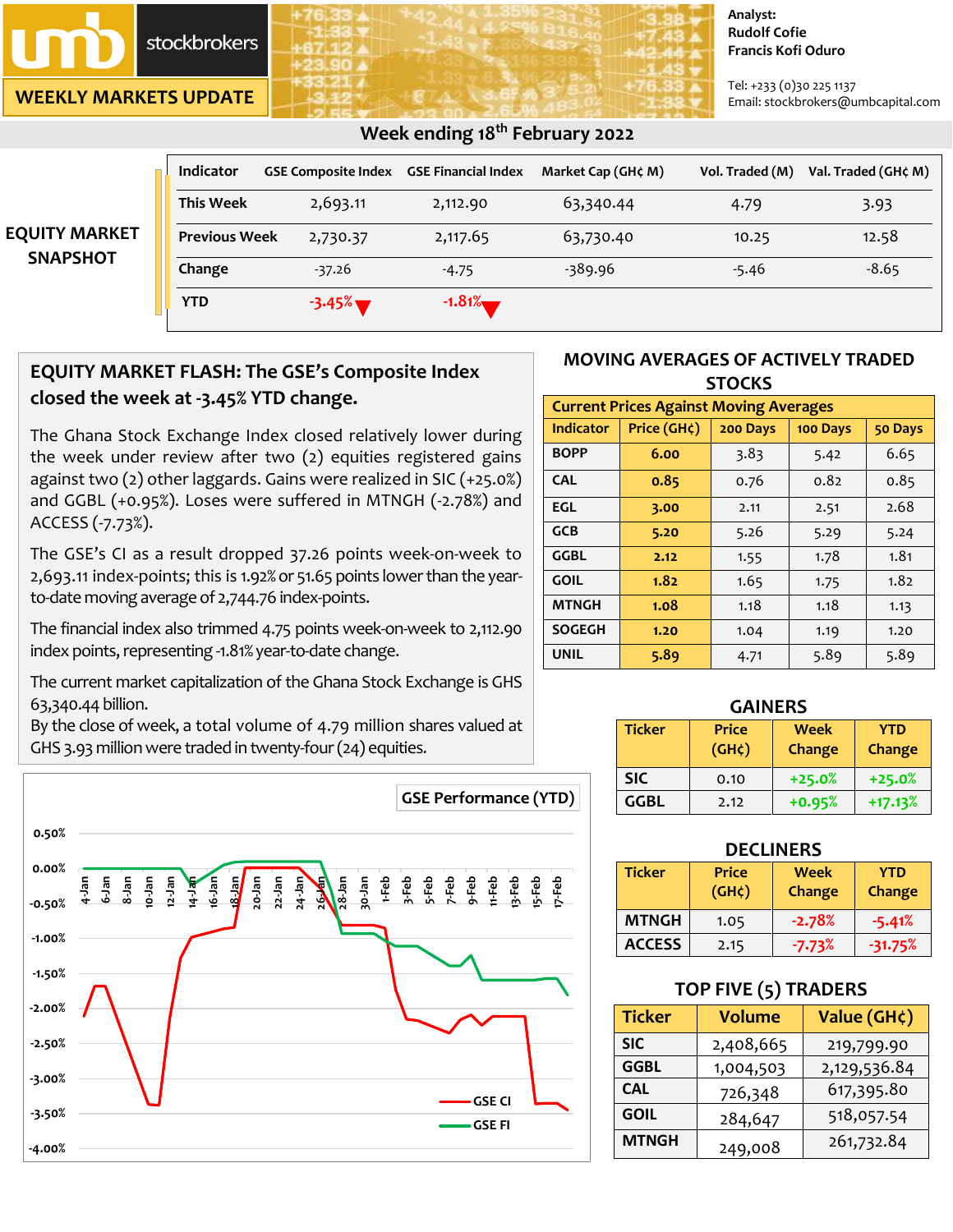# WEEKLY MARKETS UPDATE

umb stockbrokers

Analyst:
Rudolf Cofie
Francis Kofi Oduro

Tel: +233 (0)30 225 1137
Email: stockbrokers@umbcapital.com

## Week ending 18th February 2022

### EQUITY MARKET SNAPSHOT

| Indicator | GSE Composite Index | GSE Financial Index | Market Cap (GH¢ M) | Vol. Traded (M) | Val. Traded (GH¢ M) |
|---|---|---|---|---|---|
| This Week | 2,693.11 | 2,112.90 | 63,340.44 | 4.79 | 3.93 |
| Previous Week | 2,730.37 | 2,117.65 | 63,730.40 | 10.25 | 12.58 |
| Change | -37.26 | -4.75 | -389.96 | -5.46 | -8.65 |
| YTD | -3.45% ▼ | -1.81% ▼ | | | |

### EQUITY MARKET FLASH: The GSE's Composite Index closed the week at -3.45% YTD change.

The Ghana Stock Exchange Index closed relatively lower during the week under review after two (2) equities registered gains against two (2) other laggards. Gains were realized in SIC (+25.0%) and GGBL (+0.95%). Loses were suffered in MTNGH (-2.78%) and ACCESS (-7.73%).

The GSE's CI as a result dropped 37.26 points week-on-week to 2,693.11 index-points; this is 1.92% or 51.65 points lower than the year-to-date moving average of 2,744.76 index-points.

The financial index also trimmed 4.75 points week-on-week to 2,112.90 index points, representing -1.81% year-to-date change.

The current market capitalization of the Ghana Stock Exchange is GHS 63,340.44 billion.
By the close of week, a total volume of 4.79 million shares valued at GHS 3.93 million were traded in twenty-four (24) equities.

### GSE Performance (YTD)

(Chart: GSE CI and GSE FI, 4-Jan to 17-Feb; y-axis 0.50% to -4.00%)

### MOVING AVERAGES OF ACTIVELY TRADED STOCKS

| Current Prices Against Moving Averages | | | | |
|---|---|---|---|---|
| Indicator | Price (GH¢) | 200 Days | 100 Days | 50 Days |
| BOPP | 6.00 | 3.83 | 5.42 | 6.65 |
| CAL | 0.85 | 0.76 | 0.82 | 0.85 |
| EGL | 3.00 | 2.11 | 2.51 | 2.68 |
| GCB | 5.20 | 5.26 | 5.29 | 5.24 |
| GGBL | 2.12 | 1.55 | 1.78 | 1.81 |
| GOIL | 1.82 | 1.65 | 1.75 | 1.82 |
| MTNGH | 1.08 | 1.18 | 1.18 | 1.13 |
| SOGEGH | 1.20 | 1.04 | 1.19 | 1.20 |
| UNIL | 5.89 | 4.71 | 5.89 | 5.89 |

### GAINERS

| Ticker | Price (GH¢) | Week Change | YTD Change |
|---|---|---|---|
| SIC | 0.10 | +25.0% | +25.0% |
| GGBL | 2.12 | +0.95% | +17.13% |

### DECLINERS

| Ticker | Price (GH¢) | Week Change | YTD Change |
|---|---|---|---|
| MTNGH | 1.05 | -2.78% | -5.41% |
| ACCESS | 2.15 | -7.73% | -31.75% |

### TOP FIVE (5) TRADERS

| Ticker | Volume | Value (GH¢) |
|---|---|---|
| SIC | 2,408,665 | 219,799.90 |
| GGBL | 1,004,503 | 2,129,536.84 |
| CAL | 726,348 | 617,395.80 |
| GOIL | 284,647 | 518,057.54 |
| MTNGH | 249,008 | 261,732.84 |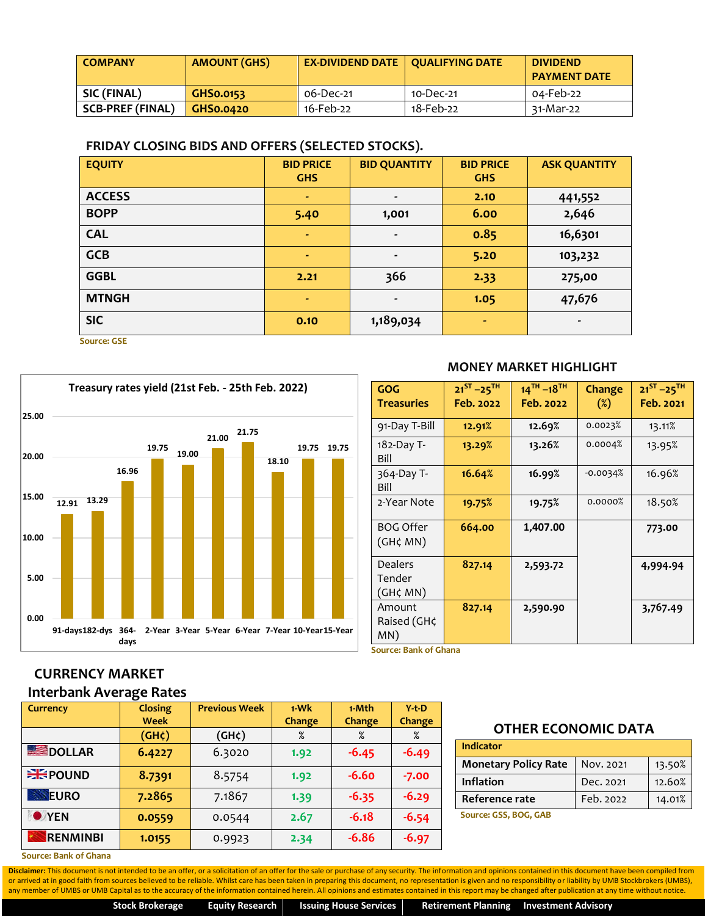| COMPANY | AMOUNT (GHS) | EX-DIVIDEND DATE | QUALIFYING DATE | DIVIDEND PAYMENT DATE |
|---|---|---|---|---|
| SIC (FINAL) | GHS0.0153 | 06-Dec-21 | 10-Dec-21 | 04-Feb-22 |
| SCB-PREF (FINAL) | GHS0.0420 | 16-Feb-22 | 18-Feb-22 | 31-Mar-22 |

## FRIDAY CLOSING BIDS AND OFFERS (SELECTED STOCKS).

| EQUITY | BID PRICE GHS | BID QUANTITY | BID PRICE GHS | ASK QUANTITY |
|---|---|---|---|---|
| ACCESS | - | - | 2.10 | 441,552 |
| BOPP | 5.40 | 1,001 | 6.00 | 2,646 |
| CAL | - | - | 0.85 | 16,6301 |
| GCB | - | - | 5.20 | 103,232 |
| GGBL | 2.21 | 366 | 2.33 | 275,00 |
| MTNGH | - | - | 1.05 | 47,676 |
| SIC | 0.10 | 1,189,034 | - | - |

Source: GSE

Treasury rates yield (21st Feb. - 25th Feb. 2022)

25.00
20.00
15.00
10.00
5.00
0.00

12.91 13.29 16.96 19.75 19.00 21.00 21.75 18.10 19.75 19.75

91-days 182-dys 364-days 2-Year 3-Year 5-Year 6-Year 7-Year 10-Year 15-Year

## MONEY MARKET HIGHLIGHT

| GOG Treasuries | 21ST –25TH Feb. 2022 | 14TH –18TH Feb. 2022 | Change (%) | 21ST –25TH Feb. 2021 |
|---|---|---|---|---|
| 91-Day T-Bill | 12.91% | 12.69% | 0.0023% | 13.11% |
| 182-Day T-Bill | 13.29% | 13.26% | 0.0004% | 13.95% |
| 364-Day T-Bill | 16.64% | 16.99% | -0.0034% | 16.96% |
| 2-Year Note | 19.75% | 19.75% | 0.0000% | 18.50% |
| BOG Offer (GH¢ MN) | 664.00 | 1,407.00 | | 773.00 |
| Dealers Tender (GH¢ MN) | 827.14 | 2,593.72 | | 4,994.94 |
| Amount Raised (GH¢ MN) | 827.14 | 2,590.90 | | 3,767.49 |

Source: Bank of Ghana

## CURRENCY MARKET

### Interbank Average Rates

| Currency | Closing Week | Previous Week | 1-Wk Change | 1-Mth Change | Y-t-D Change |
|---|---|---|---|---|---|
| | (GH¢) | (GH¢) | % | % | % |
| DOLLAR | 6.4227 | 6.3020 | 1.92 | -6.45 | -6.49 |
| POUND | 8.7391 | 8.5754 | 1.92 | -6.60 | -7.00 |
| EURO | 7.2865 | 7.1867 | 1.39 | -6.35 | -6.29 |
| YEN | 0.0559 | 0.0544 | 2.67 | -6.18 | -6.54 |
| RENMINBI | 1.0155 | 0.9923 | 2.34 | -6.86 | -6.97 |

Source: Bank of Ghana

## OTHER ECONOMIC DATA

| Indicator | | |
|---|---|---|
| Monetary Policy Rate | Nov. 2021 | 13.50% |
| Inflation | Dec. 2021 | 12.60% |
| Reference rate | Feb. 2022 | 14.01% |

Source: GSS, BOG, GAB

**Disclaimer:** This document is not intended to be an offer, or a solicitation of an offer for the sale or purchase of any security. The information and opinions contained in this document have been compiled from or arrived at in good faith from sources believed to be reliable. Whilst care has been taken in preparing this document, no representation is given and no responsibility or liability by UMB Stockbrokers (UMBS), any member of UMBS or UMB Capital as to the accuracy of the information contained herein. All opinions and estimates contained in this report may be changed after publication at any time without notice.

Stock Brokerage | Equity Research | Issuing House Services | Retirement Planning | Investment Advisory